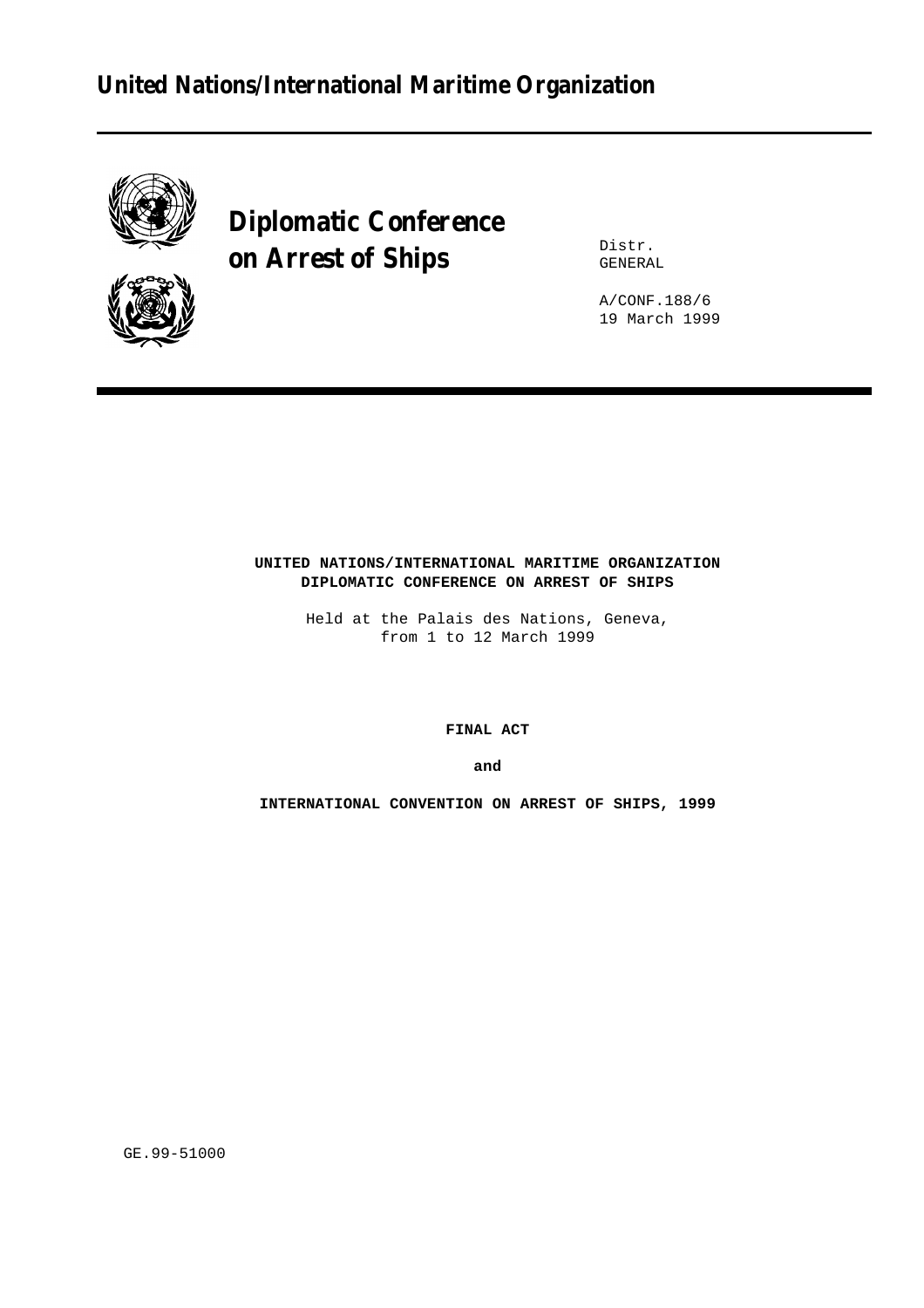# United Nations/International Maritime Organization

## Diplomatic Conference on Arrest of Ships

Distr.
GENERAL

A/CONF.188/6
19 March 1999

**UNITED NATIONS/INTERNATIONAL MARITIME ORGANIZATION**
**DIPLOMATIC CONFERENCE ON ARREST OF SHIPS**

Held at the Palais des Nations, Geneva,
from 1 to 12 March 1999

**FINAL ACT**

**and**

**INTERNATIONAL CONVENTION ON ARREST OF SHIPS, 1999**

GE.99-51000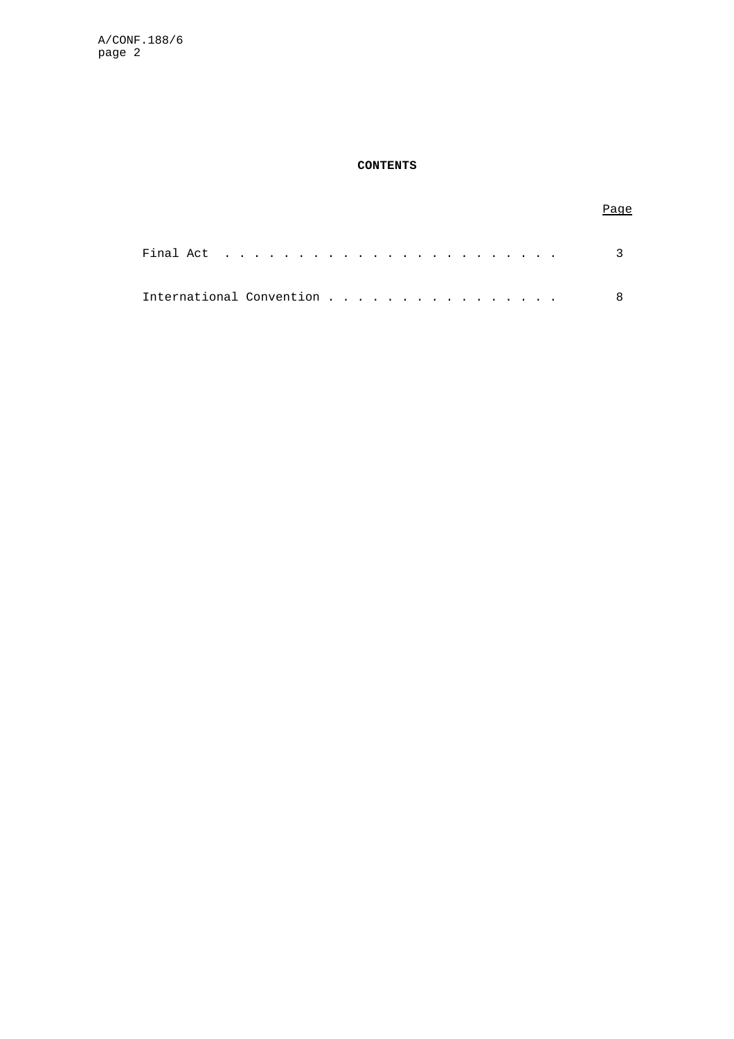**CONTENTS**

| | Page |
|---|---|
| Final Act | 3 |
| International Convention | 8 |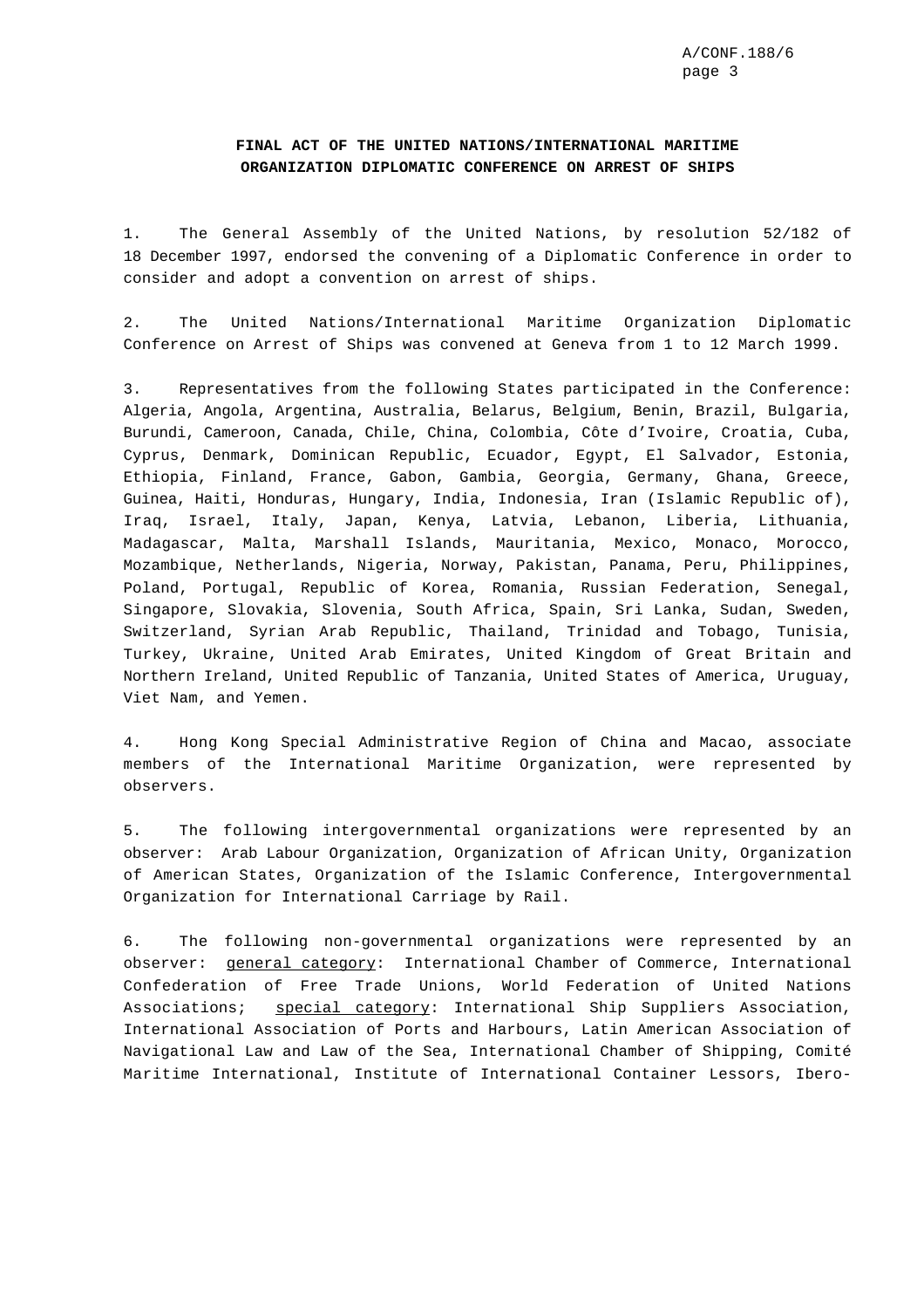**FINAL ACT OF THE UNITED NATIONS/INTERNATIONAL MARITIME ORGANIZATION DIPLOMATIC CONFERENCE ON ARREST OF SHIPS**

1. The General Assembly of the United Nations, by resolution 52/182 of 18 December 1997, endorsed the convening of a Diplomatic Conference in order to consider and adopt a convention on arrest of ships.

2. The United Nations/International Maritime Organization Diplomatic Conference on Arrest of Ships was convened at Geneva from 1 to 12 March 1999.

3. Representatives from the following States participated in the Conference: Algeria, Angola, Argentina, Australia, Belarus, Belgium, Benin, Brazil, Bulgaria, Burundi, Cameroon, Canada, Chile, China, Colombia, Côte d'Ivoire, Croatia, Cuba, Cyprus, Denmark, Dominican Republic, Ecuador, Egypt, El Salvador, Estonia, Ethiopia, Finland, France, Gabon, Gambia, Georgia, Germany, Ghana, Greece, Guinea, Haiti, Honduras, Hungary, India, Indonesia, Iran (Islamic Republic of), Iraq, Israel, Italy, Japan, Kenya, Latvia, Lebanon, Liberia, Lithuania, Madagascar, Malta, Marshall Islands, Mauritania, Mexico, Monaco, Morocco, Mozambique, Netherlands, Nigeria, Norway, Pakistan, Panama, Peru, Philippines, Poland, Portugal, Republic of Korea, Romania, Russian Federation, Senegal, Singapore, Slovakia, Slovenia, South Africa, Spain, Sri Lanka, Sudan, Sweden, Switzerland, Syrian Arab Republic, Thailand, Trinidad and Tobago, Tunisia, Turkey, Ukraine, United Arab Emirates, United Kingdom of Great Britain and Northern Ireland, United Republic of Tanzania, United States of America, Uruguay, Viet Nam, and Yemen.

4. Hong Kong Special Administrative Region of China and Macao, associate members of the International Maritime Organization, were represented by observers.

5. The following intergovernmental organizations were represented by an observer: Arab Labour Organization, Organization of African Unity, Organization of American States, Organization of the Islamic Conference, Intergovernmental Organization for International Carriage by Rail.

6. The following non-governmental organizations were represented by an observer: general category: International Chamber of Commerce, International Confederation of Free Trade Unions, World Federation of United Nations Associations; special category: International Ship Suppliers Association, International Association of Ports and Harbours, Latin American Association of Navigational Law and Law of the Sea, International Chamber of Shipping, Comité Maritime International, Institute of International Container Lessors, Ibero-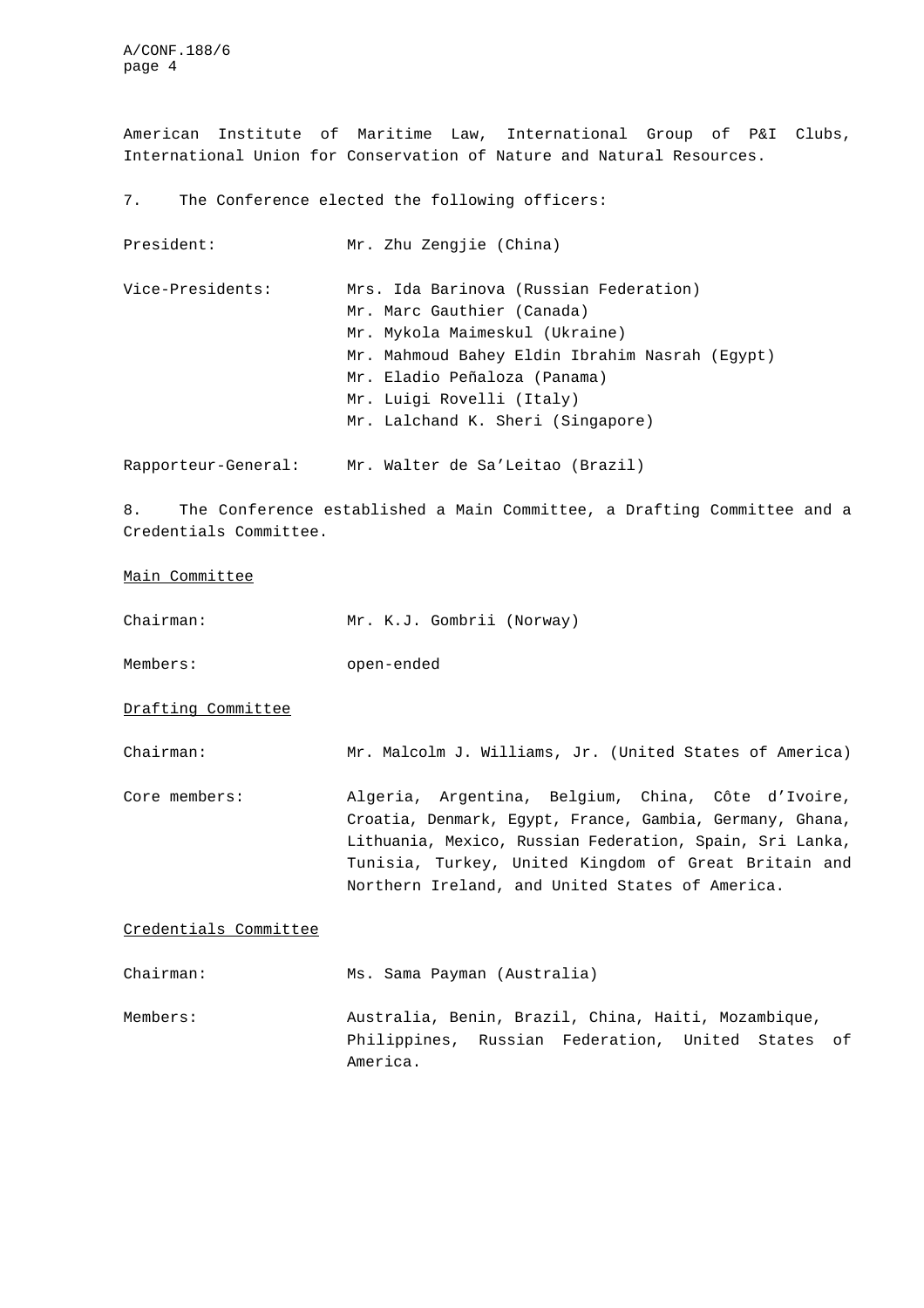American Institute of Maritime Law, International Group of P&I Clubs, International Union for Conservation of Nature and Natural Resources.

7. The Conference elected the following officers:

President: Mr. Zhu Zengjie (China)

Vice-Presidents: Mrs. Ida Barinova (Russian Federation)
Mr. Marc Gauthier (Canada)
Mr. Mykola Maimeskul (Ukraine)
Mr. Mahmoud Bahey Eldin Ibrahim Nasrah (Egypt)
Mr. Eladio Peñaloza (Panama)
Mr. Luigi Rovelli (Italy)
Mr. Lalchand K. Sheri (Singapore)

Rapporteur-General: Mr. Walter de Sa'Leitao (Brazil)

8. The Conference established a Main Committee, a Drafting Committee and a Credentials Committee.

Main Committee

Chairman: Mr. K.J. Gombrii (Norway)

Members: open-ended

Drafting Committee

Chairman: Mr. Malcolm J. Williams, Jr. (United States of America)

Core members: Algeria, Argentina, Belgium, China, Côte d'Ivoire, Croatia, Denmark, Egypt, France, Gambia, Germany, Ghana, Lithuania, Mexico, Russian Federation, Spain, Sri Lanka, Tunisia, Turkey, United Kingdom of Great Britain and Northern Ireland, and United States of America.

Credentials Committee

Chairman: Ms. Sama Payman (Australia)

Members: Australia, Benin, Brazil, China, Haiti, Mozambique, Philippines, Russian Federation, United States of America.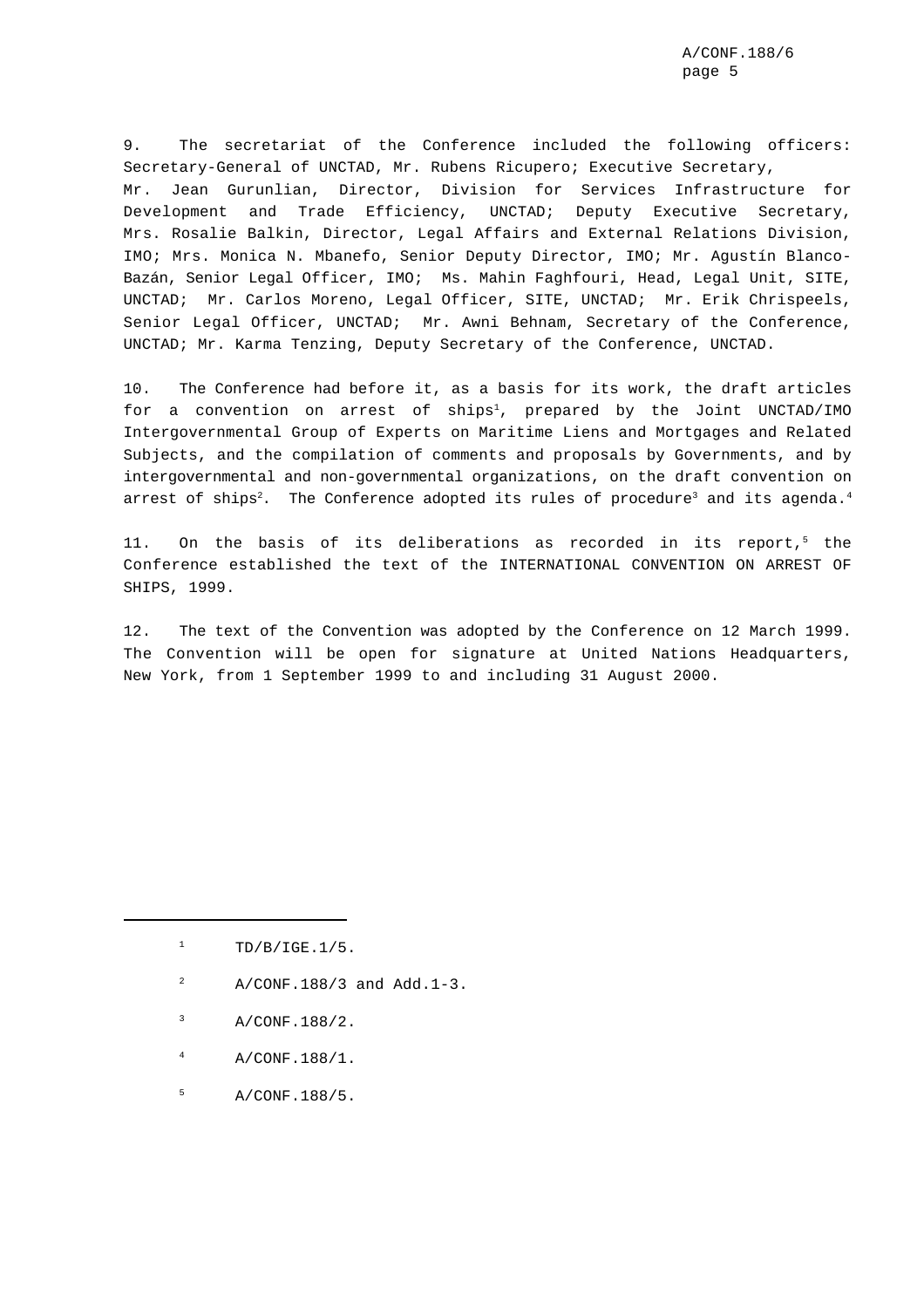9. The secretariat of the Conference included the following officers: Secretary-General of UNCTAD, Mr. Rubens Ricupero; Executive Secretary, Mr. Jean Gurunlian, Director, Division for Services Infrastructure for Development and Trade Efficiency, UNCTAD; Deputy Executive Secretary, Mrs. Rosalie Balkin, Director, Legal Affairs and External Relations Division, IMO; Mrs. Monica N. Mbanefo, Senior Deputy Director, IMO; Mr. Agustín Blanco-Bazán, Senior Legal Officer, IMO; Ms. Mahin Faghfouri, Head, Legal Unit, SITE, UNCTAD; Mr. Carlos Moreno, Legal Officer, SITE, UNCTAD; Mr. Erik Chrispeels, Senior Legal Officer, UNCTAD; Mr. Awni Behnam, Secretary of the Conference, UNCTAD; Mr. Karma Tenzing, Deputy Secretary of the Conference, UNCTAD.

10. The Conference had before it, as a basis for its work, the draft articles for a convention on arrest of ships[1], prepared by the Joint UNCTAD/IMO Intergovernmental Group of Experts on Maritime Liens and Mortgages and Related Subjects, and the compilation of comments and proposals by Governments, and by intergovernmental and non-governmental organizations, on the draft convention on arrest of ships[2]. The Conference adopted its rules of procedure[3] and its agenda.[4]

11. On the basis of its deliberations as recorded in its report,[5] the Conference established the text of the INTERNATIONAL CONVENTION ON ARREST OF SHIPS, 1999.

12. The text of the Convention was adopted by the Conference on 12 March 1999. The Convention will be open for signature at United Nations Headquarters, New York, from 1 September 1999 to and including 31 August 2000.

---

[1] TD/B/IGE.1/5.

[2] A/CONF.188/3 and Add.1-3.

[3] A/CONF.188/2.

[4] A/CONF.188/1.

[5] A/CONF.188/5.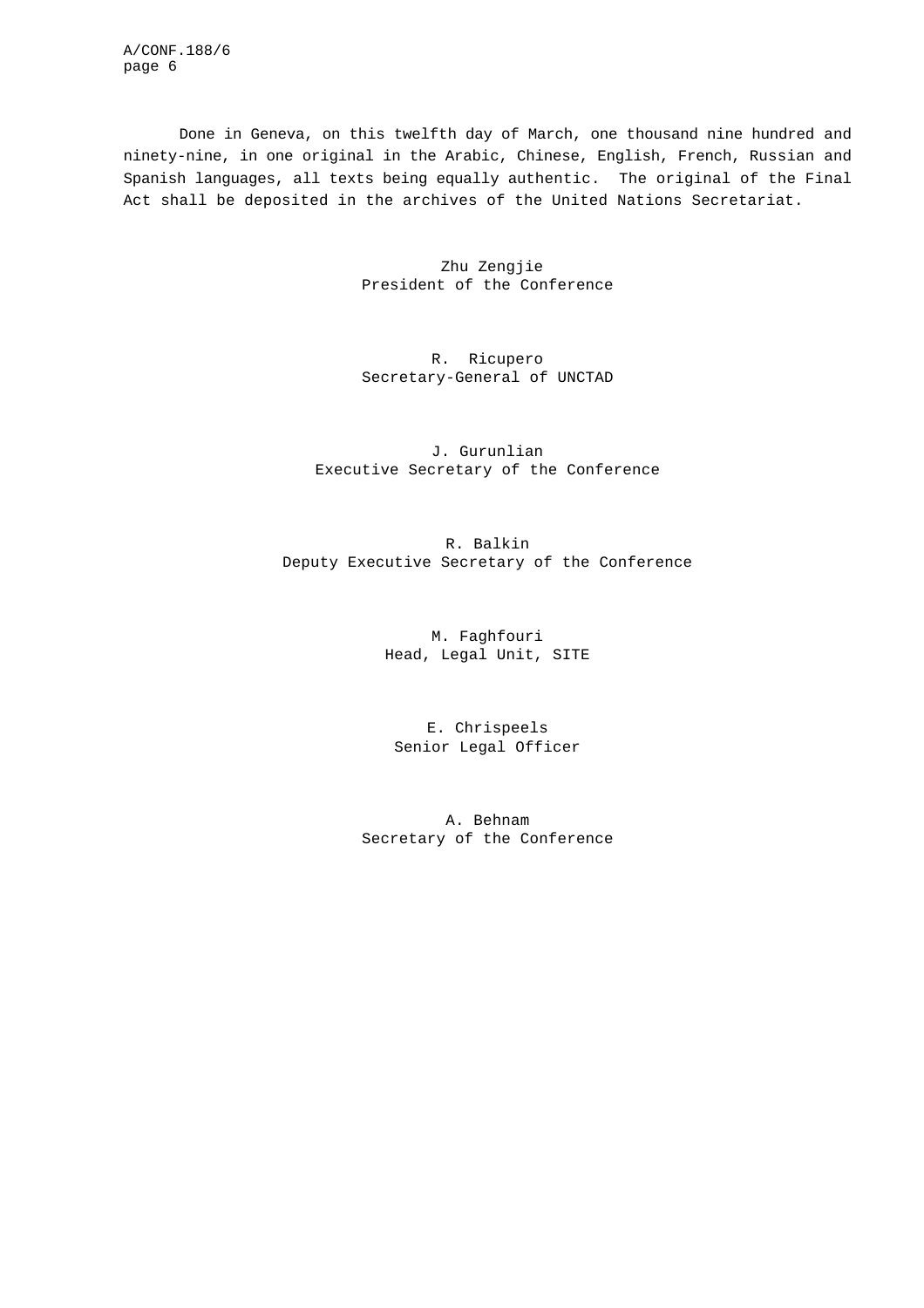Done in Geneva, on this twelfth day of March, one thousand nine hundred and ninety-nine, in one original in the Arabic, Chinese, English, French, Russian and Spanish languages, all texts being equally authentic. The original of the Final Act shall be deposited in the archives of the United Nations Secretariat.

Zhu Zengjie
President of the Conference

R. Ricupero
Secretary-General of UNCTAD

J. Gurunlian
Executive Secretary of the Conference

R. Balkin
Deputy Executive Secretary of the Conference

M. Faghfouri
Head, Legal Unit, SITE

E. Chrispeels
Senior Legal Officer

A. Behnam
Secretary of the Conference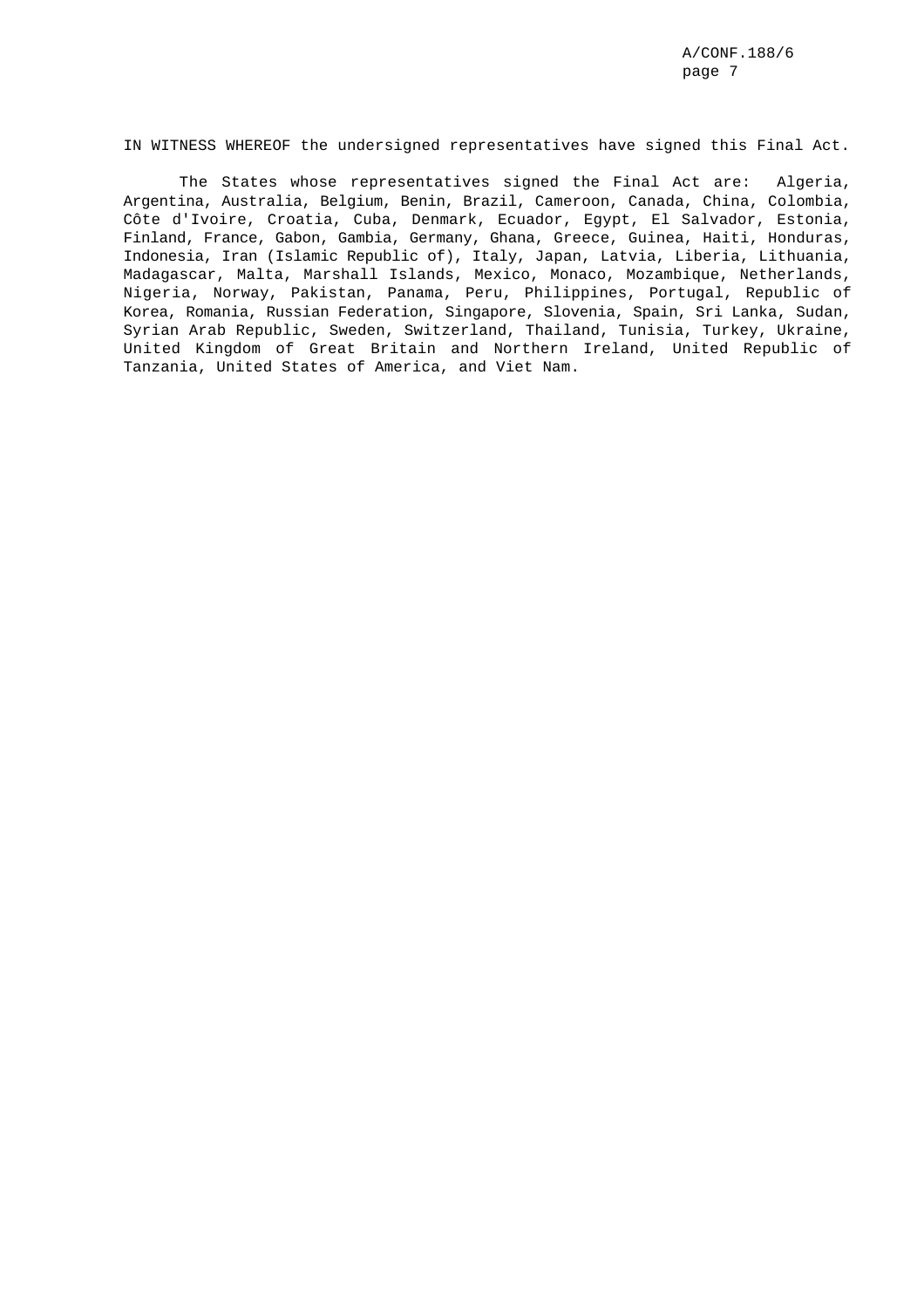IN WITNESS WHEREOF the undersigned representatives have signed this Final Act.

The States whose representatives signed the Final Act are: Algeria, Argentina, Australia, Belgium, Benin, Brazil, Cameroon, Canada, China, Colombia, Côte d'Ivoire, Croatia, Cuba, Denmark, Ecuador, Egypt, El Salvador, Estonia, Finland, France, Gabon, Gambia, Germany, Ghana, Greece, Guinea, Haiti, Honduras, Indonesia, Iran (Islamic Republic of), Italy, Japan, Latvia, Liberia, Lithuania, Madagascar, Malta, Marshall Islands, Mexico, Monaco, Mozambique, Netherlands, Nigeria, Norway, Pakistan, Panama, Peru, Philippines, Portugal, Republic of Korea, Romania, Russian Federation, Singapore, Slovenia, Spain, Sri Lanka, Sudan, Syrian Arab Republic, Sweden, Switzerland, Thailand, Tunisia, Turkey, Ukraine, United Kingdom of Great Britain and Northern Ireland, United Republic of Tanzania, United States of America, and Viet Nam.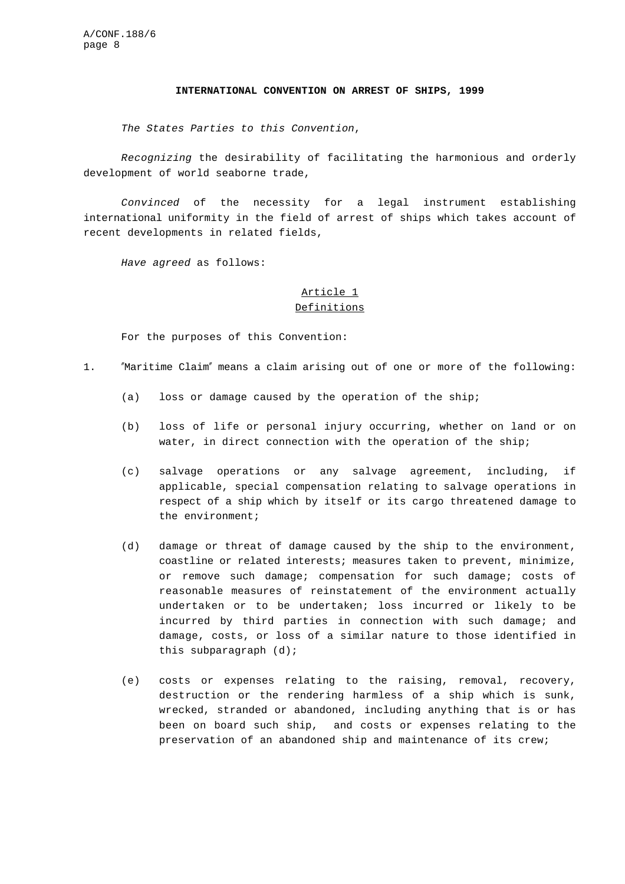# INTERNATIONAL CONVENTION ON ARREST OF SHIPS, 1999

*The States Parties to this Convention*,

*Recognizing* the desirability of facilitating the harmonious and orderly development of world seaborne trade,

*Convinced* of the necessity for a legal instrument establishing international uniformity in the field of arrest of ships which takes account of recent developments in related fields,

*Have agreed* as follows:

## Article 1
## Definitions

For the purposes of this Convention:

1. "Maritime Claim" means a claim arising out of one or more of the following:

   (a) loss or damage caused by the operation of the ship;

   (b) loss of life or personal injury occurring, whether on land or on water, in direct connection with the operation of the ship;

   (c) salvage operations or any salvage agreement, including, if applicable, special compensation relating to salvage operations in respect of a ship which by itself or its cargo threatened damage to the environment;

   (d) damage or threat of damage caused by the ship to the environment, coastline or related interests; measures taken to prevent, minimize, or remove such damage; compensation for such damage; costs of reasonable measures of reinstatement of the environment actually undertaken or to be undertaken; loss incurred or likely to be incurred by third parties in connection with such damage; and damage, costs, or loss of a similar nature to those identified in this subparagraph (d);

   (e) costs or expenses relating to the raising, removal, recovery, destruction or the rendering harmless of a ship which is sunk, wrecked, stranded or abandoned, including anything that is or has been on board such ship, and costs or expenses relating to the preservation of an abandoned ship and maintenance of its crew;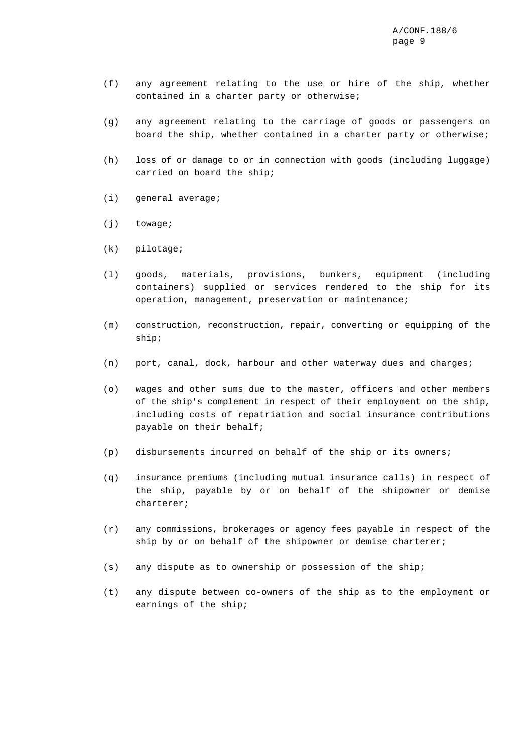(f) any agreement relating to the use or hire of the ship, whether contained in a charter party or otherwise;

(g) any agreement relating to the carriage of goods or passengers on board the ship, whether contained in a charter party or otherwise;

(h) loss of or damage to or in connection with goods (including luggage) carried on board the ship;

(i) general average;

(j) towage;

(k) pilotage;

(l) goods, materials, provisions, bunkers, equipment (including containers) supplied or services rendered to the ship for its operation, management, preservation or maintenance;

(m) construction, reconstruction, repair, converting or equipping of the ship;

(n) port, canal, dock, harbour and other waterway dues and charges;

(o) wages and other sums due to the master, officers and other members of the ship's complement in respect of their employment on the ship, including costs of repatriation and social insurance contributions payable on their behalf;

(p) disbursements incurred on behalf of the ship or its owners;

(q) insurance premiums (including mutual insurance calls) in respect of the ship, payable by or on behalf of the shipowner or demise charterer;

(r) any commissions, brokerages or agency fees payable in respect of the ship by or on behalf of the shipowner or demise charterer;

(s) any dispute as to ownership or possession of the ship;

(t) any dispute between co-owners of the ship as to the employment or earnings of the ship;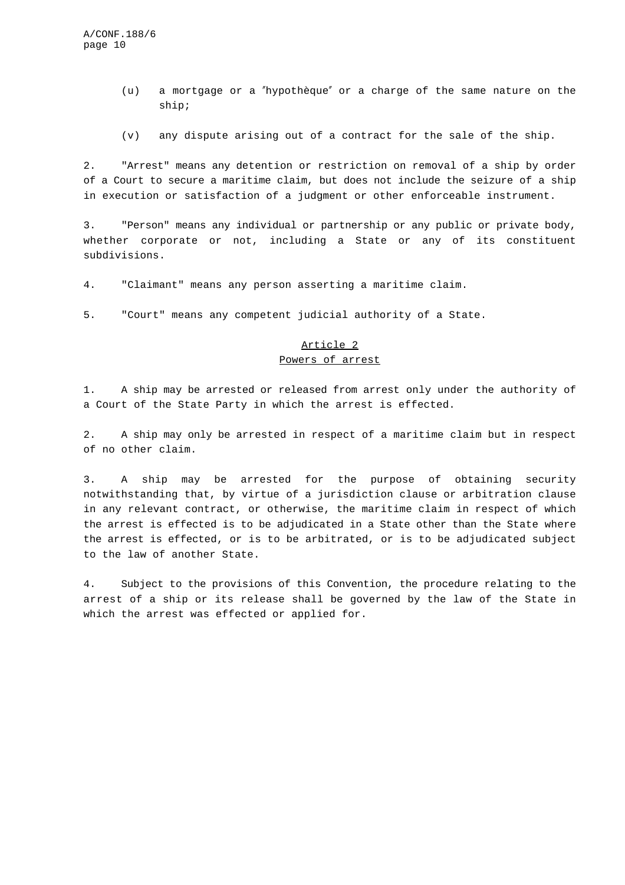(u) a mortgage or a ″hypothèque″ or a charge of the same nature on the ship;

(v) any dispute arising out of a contract for the sale of the ship.

2. "Arrest" means any detention or restriction on removal of a ship by order of a Court to secure a maritime claim, but does not include the seizure of a ship in execution or satisfaction of a judgment or other enforceable instrument.

3. "Person" means any individual or partnership or any public or private body, whether corporate or not, including a State or any of its constituent subdivisions.

4. "Claimant" means any person asserting a maritime claim.

5. "Court" means any competent judicial authority of a State.

## Article 2
## Powers of arrest

1. A ship may be arrested or released from arrest only under the authority of a Court of the State Party in which the arrest is effected.

2. A ship may only be arrested in respect of a maritime claim but in respect of no other claim.

3. A ship may be arrested for the purpose of obtaining security notwithstanding that, by virtue of a jurisdiction clause or arbitration clause in any relevant contract, or otherwise, the maritime claim in respect of which the arrest is effected is to be adjudicated in a State other than the State where the arrest is effected, or is to be arbitrated, or is to be adjudicated subject to the law of another State.

4. Subject to the provisions of this Convention, the procedure relating to the arrest of a ship or its release shall be governed by the law of the State in which the arrest was effected or applied for.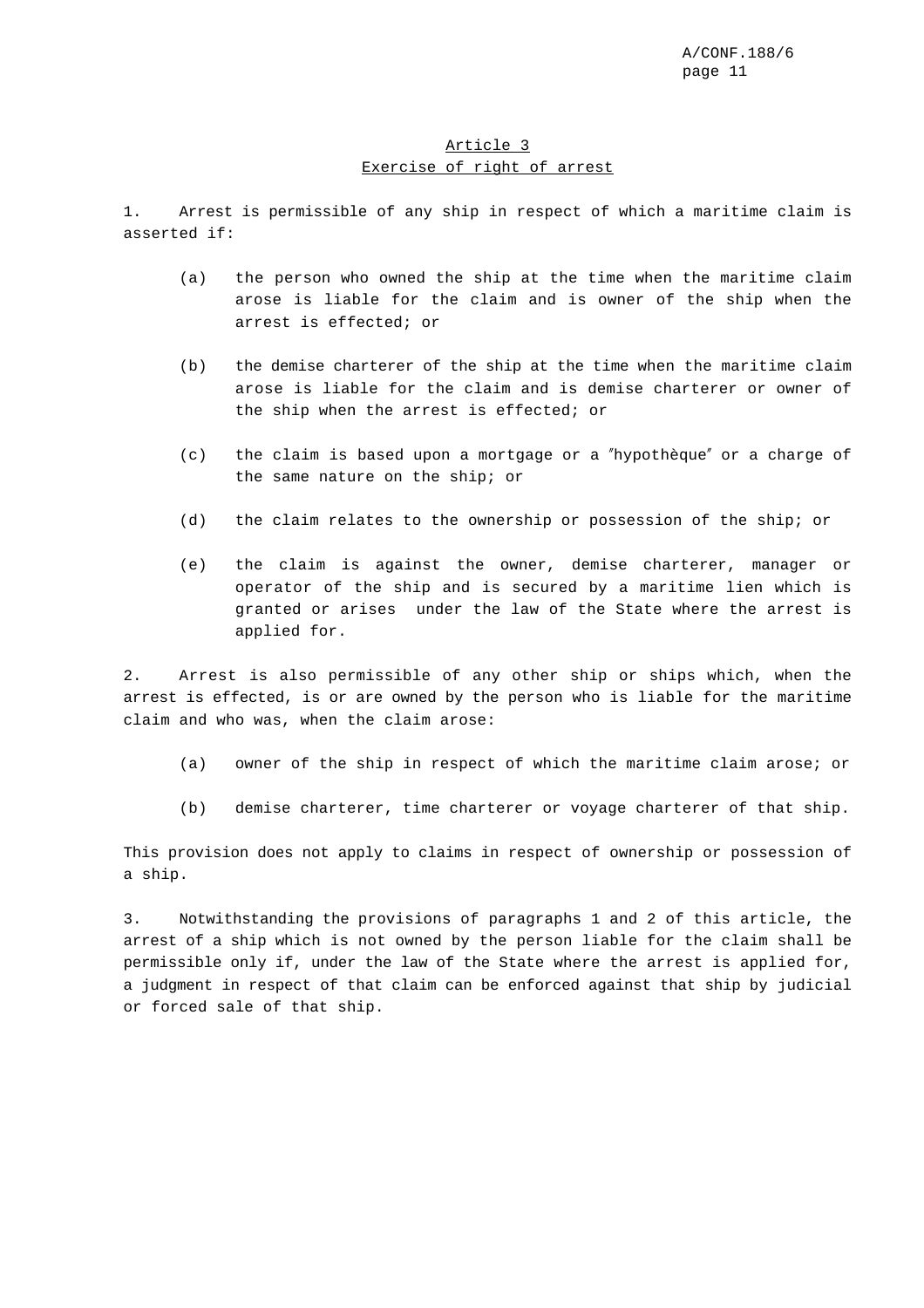## Article 3
## Exercise of right of arrest

1. Arrest is permissible of any ship in respect of which a maritime claim is asserted if:

(a) the person who owned the ship at the time when the maritime claim arose is liable for the claim and is owner of the ship when the arrest is effected; or

(b) the demise charterer of the ship at the time when the maritime claim arose is liable for the claim and is demise charterer or owner of the ship when the arrest is effected; or

(c) the claim is based upon a mortgage or a ″hypothèque″ or a charge of the same nature on the ship; or

(d) the claim relates to the ownership or possession of the ship; or

(e) the claim is against the owner, demise charterer, manager or operator of the ship and is secured by a maritime lien which is granted or arises under the law of the State where the arrest is applied for.

2. Arrest is also permissible of any other ship or ships which, when the arrest is effected, is or are owned by the person who is liable for the maritime claim and who was, when the claim arose:

(a) owner of the ship in respect of which the maritime claim arose; or

(b) demise charterer, time charterer or voyage charterer of that ship.

This provision does not apply to claims in respect of ownership or possession of a ship.

3. Notwithstanding the provisions of paragraphs 1 and 2 of this article, the arrest of a ship which is not owned by the person liable for the claim shall be permissible only if, under the law of the State where the arrest is applied for, a judgment in respect of that claim can be enforced against that ship by judicial or forced sale of that ship.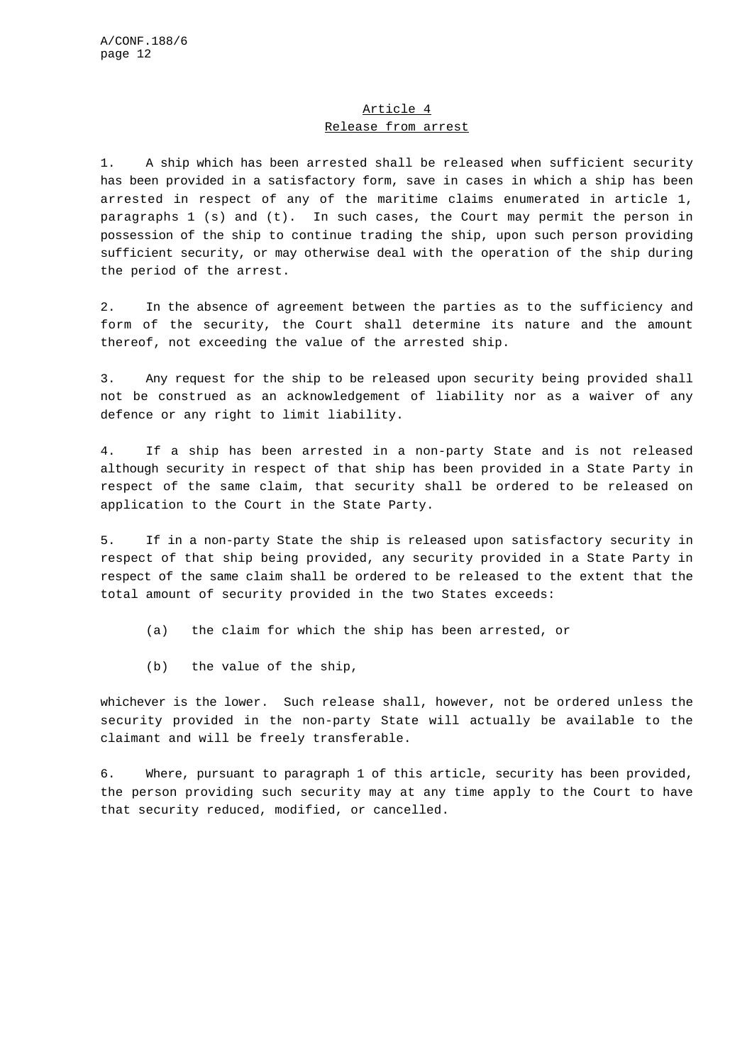## Article 4
## Release from arrest

1. A ship which has been arrested shall be released when sufficient security has been provided in a satisfactory form, save in cases in which a ship has been arrested in respect of any of the maritime claims enumerated in article 1, paragraphs 1 (s) and (t). In such cases, the Court may permit the person in possession of the ship to continue trading the ship, upon such person providing sufficient security, or may otherwise deal with the operation of the ship during the period of the arrest.

2. In the absence of agreement between the parties as to the sufficiency and form of the security, the Court shall determine its nature and the amount thereof, not exceeding the value of the arrested ship.

3. Any request for the ship to be released upon security being provided shall not be construed as an acknowledgement of liability nor as a waiver of any defence or any right to limit liability.

4. If a ship has been arrested in a non-party State and is not released although security in respect of that ship has been provided in a State Party in respect of the same claim, that security shall be ordered to be released on application to the Court in the State Party.

5. If in a non-party State the ship is released upon satisfactory security in respect of that ship being provided, any security provided in a State Party in respect of the same claim shall be ordered to be released to the extent that the total amount of security provided in the two States exceeds:

(a) the claim for which the ship has been arrested, or

(b) the value of the ship,

whichever is the lower. Such release shall, however, not be ordered unless the security provided in the non-party State will actually be available to the claimant and will be freely transferable.

6. Where, pursuant to paragraph 1 of this article, security has been provided, the person providing such security may at any time apply to the Court to have that security reduced, modified, or cancelled.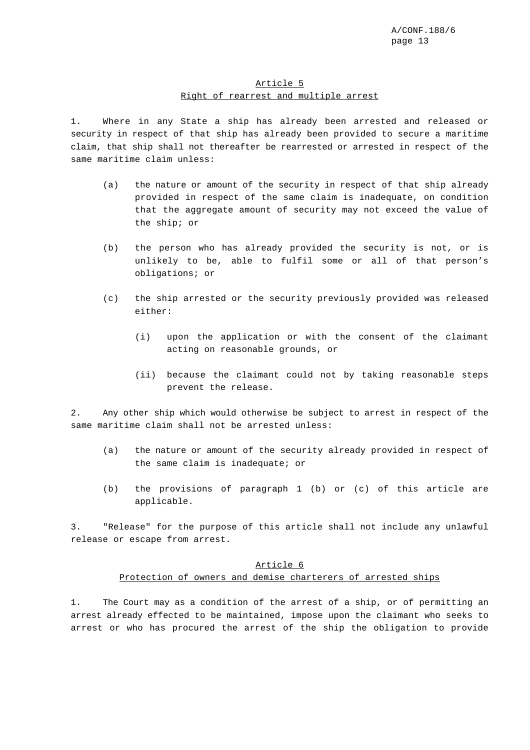## Article 5
## Right of rearrest and multiple arrest

1. Where in any State a ship has already been arrested and released or security in respect of that ship has already been provided to secure a maritime claim, that ship shall not thereafter be rearrested or arrested in respect of the same maritime claim unless:

   (a) the nature or amount of the security in respect of that ship already provided in respect of the same claim is inadequate, on condition that the aggregate amount of security may not exceed the value of the ship; or

   (b) the person who has already provided the security is not, or is unlikely to be, able to fulfil some or all of that person's obligations; or

   (c) the ship arrested or the security previously provided was released either:

      (i) upon the application or with the consent of the claimant acting on reasonable grounds, or

      (ii) because the claimant could not by taking reasonable steps prevent the release.

2. Any other ship which would otherwise be subject to arrest in respect of the same maritime claim shall not be arrested unless:

   (a) the nature or amount of the security already provided in respect of the same claim is inadequate; or

   (b) the provisions of paragraph 1 (b) or (c) of this article are applicable.

3. "Release" for the purpose of this article shall not include any unlawful release or escape from arrest.

## Article 6
## Protection of owners and demise charterers of arrested ships

1. The Court may as a condition of the arrest of a ship, or of permitting an arrest already effected to be maintained, impose upon the claimant who seeks to arrest or who has procured the arrest of the ship the obligation to provide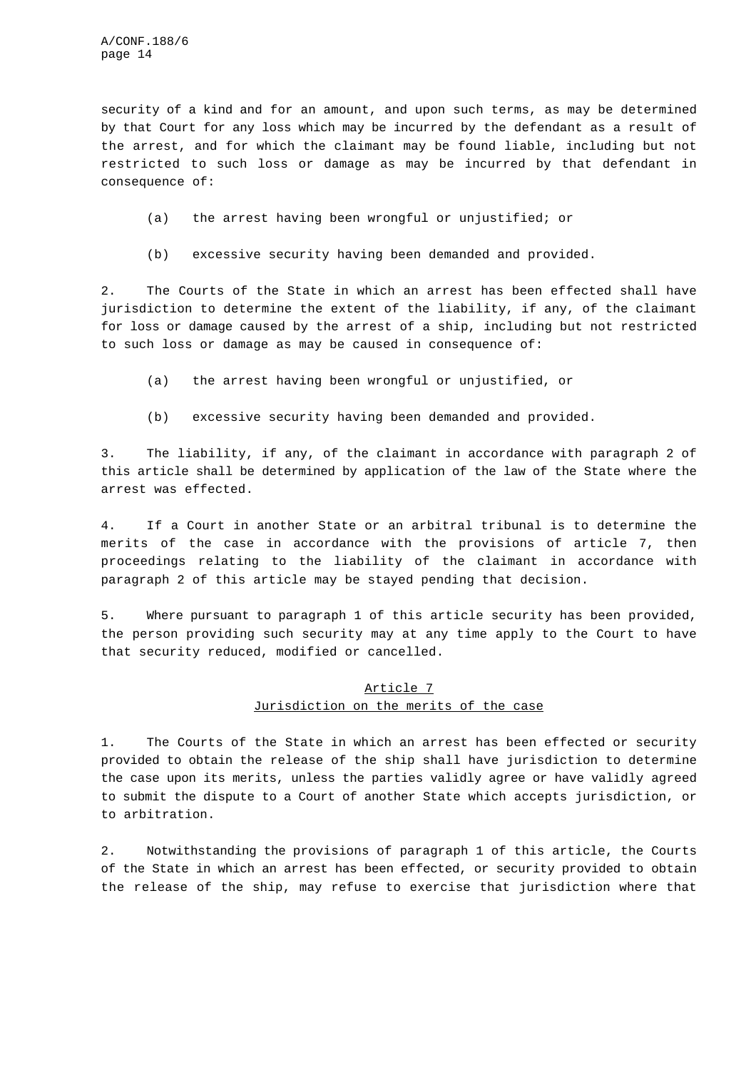security of a kind and for an amount, and upon such terms, as may be determined by that Court for any loss which may be incurred by the defendant as a result of the arrest, and for which the claimant may be found liable, including but not restricted to such loss or damage as may be incurred by that defendant in consequence of:

(a) the arrest having been wrongful or unjustified; or

(b) excessive security having been demanded and provided.

2. The Courts of the State in which an arrest has been effected shall have jurisdiction to determine the extent of the liability, if any, of the claimant for loss or damage caused by the arrest of a ship, including but not restricted to such loss or damage as may be caused in consequence of:

(a) the arrest having been wrongful or unjustified, or

(b) excessive security having been demanded and provided.

3. The liability, if any, of the claimant in accordance with paragraph 2 of this article shall be determined by application of the law of the State where the arrest was effected.

4. If a Court in another State or an arbitral tribunal is to determine the merits of the case in accordance with the provisions of article 7, then proceedings relating to the liability of the claimant in accordance with paragraph 2 of this article may be stayed pending that decision.

5. Where pursuant to paragraph 1 of this article security has been provided, the person providing such security may at any time apply to the Court to have that security reduced, modified or cancelled.

## Article 7
## Jurisdiction on the merits of the case

1. The Courts of the State in which an arrest has been effected or security provided to obtain the release of the ship shall have jurisdiction to determine the case upon its merits, unless the parties validly agree or have validly agreed to submit the dispute to a Court of another State which accepts jurisdiction, or to arbitration.

2. Notwithstanding the provisions of paragraph 1 of this article, the Courts of the State in which an arrest has been effected, or security provided to obtain the release of the ship, may refuse to exercise that jurisdiction where that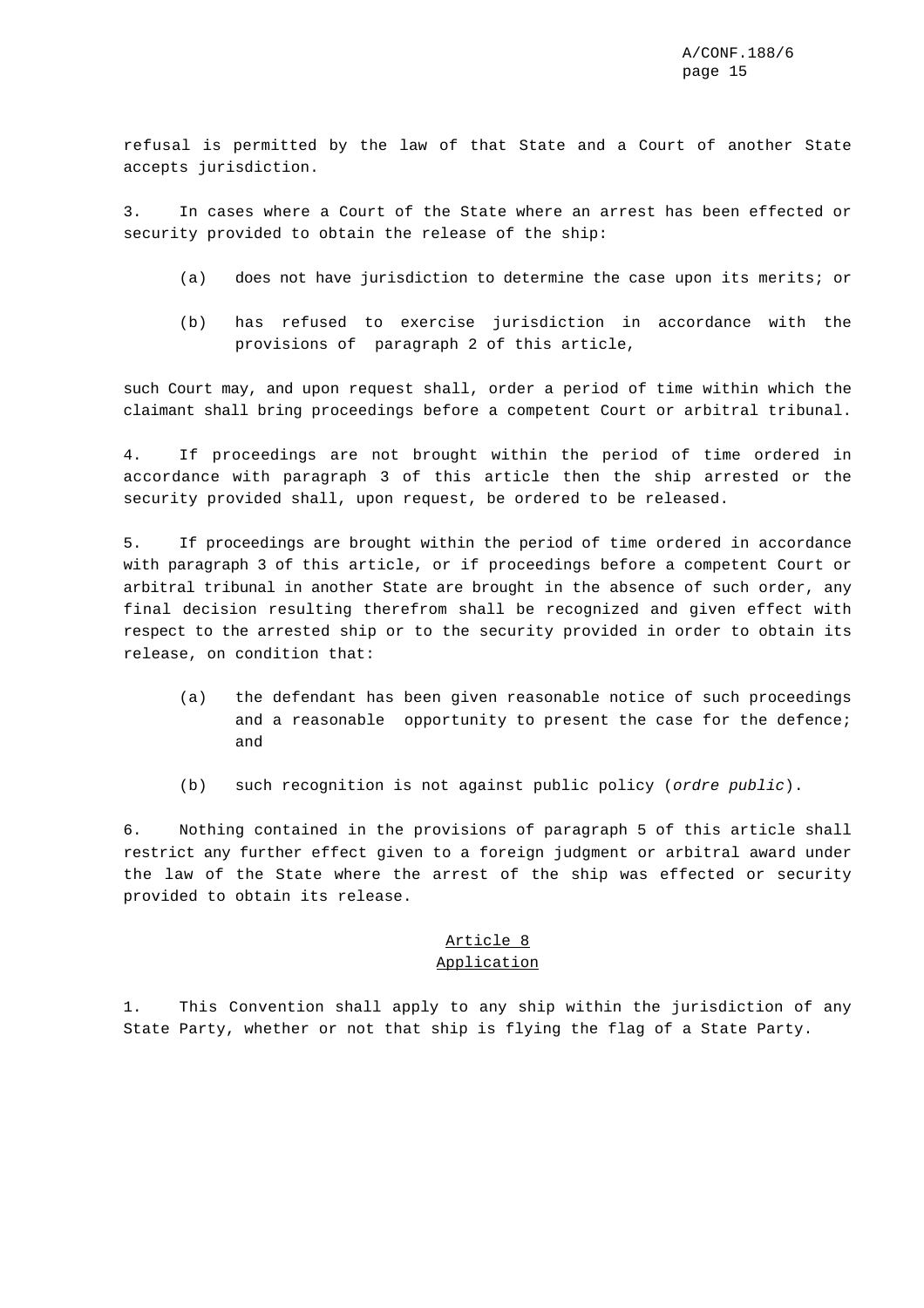refusal is permitted by the law of that State and a Court of another State accepts jurisdiction.

3. In cases where a Court of the State where an arrest has been effected or security provided to obtain the release of the ship:

(a) does not have jurisdiction to determine the case upon its merits; or

(b) has refused to exercise jurisdiction in accordance with the provisions of paragraph 2 of this article,

such Court may, and upon request shall, order a period of time within which the claimant shall bring proceedings before a competent Court or arbitral tribunal.

4. If proceedings are not brought within the period of time ordered in accordance with paragraph 3 of this article then the ship arrested or the security provided shall, upon request, be ordered to be released.

5. If proceedings are brought within the period of time ordered in accordance with paragraph 3 of this article, or if proceedings before a competent Court or arbitral tribunal in another State are brought in the absence of such order, any final decision resulting therefrom shall be recognized and given effect with respect to the arrested ship or to the security provided in order to obtain its release, on condition that:

(a) the defendant has been given reasonable notice of such proceedings and a reasonable opportunity to present the case for the defence; and

(b) such recognition is not against public policy (*ordre public*).

6. Nothing contained in the provisions of paragraph 5 of this article shall restrict any further effect given to a foreign judgment or arbitral award under the law of the State where the arrest of the ship was effected or security provided to obtain its release.

## Article 8
## Application

1. This Convention shall apply to any ship within the jurisdiction of any State Party, whether or not that ship is flying the flag of a State Party.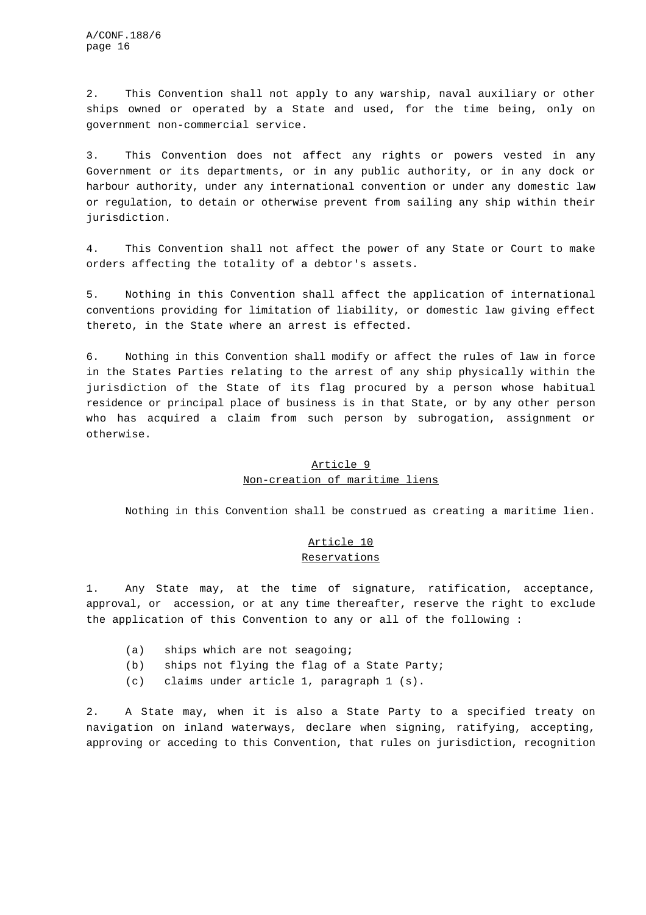2. This Convention shall not apply to any warship, naval auxiliary or other ships owned or operated by a State and used, for the time being, only on government non-commercial service.

3. This Convention does not affect any rights or powers vested in any Government or its departments, or in any public authority, or in any dock or harbour authority, under any international convention or under any domestic law or regulation, to detain or otherwise prevent from sailing any ship within their jurisdiction.

4. This Convention shall not affect the power of any State or Court to make orders affecting the totality of a debtor's assets.

5. Nothing in this Convention shall affect the application of international conventions providing for limitation of liability, or domestic law giving effect thereto, in the State where an arrest is effected.

6. Nothing in this Convention shall modify or affect the rules of law in force in the States Parties relating to the arrest of any ship physically within the jurisdiction of the State of its flag procured by a person whose habitual residence or principal place of business is in that State, or by any other person who has acquired a claim from such person by subrogation, assignment or otherwise.

## Article 9
## Non-creation of maritime liens

Nothing in this Convention shall be construed as creating a maritime lien.

## Article 10
## Reservations

1. Any State may, at the time of signature, ratification, acceptance, approval, or accession, or at any time thereafter, reserve the right to exclude the application of this Convention to any or all of the following :

(a) ships which are not seagoing;
(b) ships not flying the flag of a State Party;
(c) claims under article 1, paragraph 1 (s).

2. A State may, when it is also a State Party to a specified treaty on navigation on inland waterways, declare when signing, ratifying, accepting, approving or acceding to this Convention, that rules on jurisdiction, recognition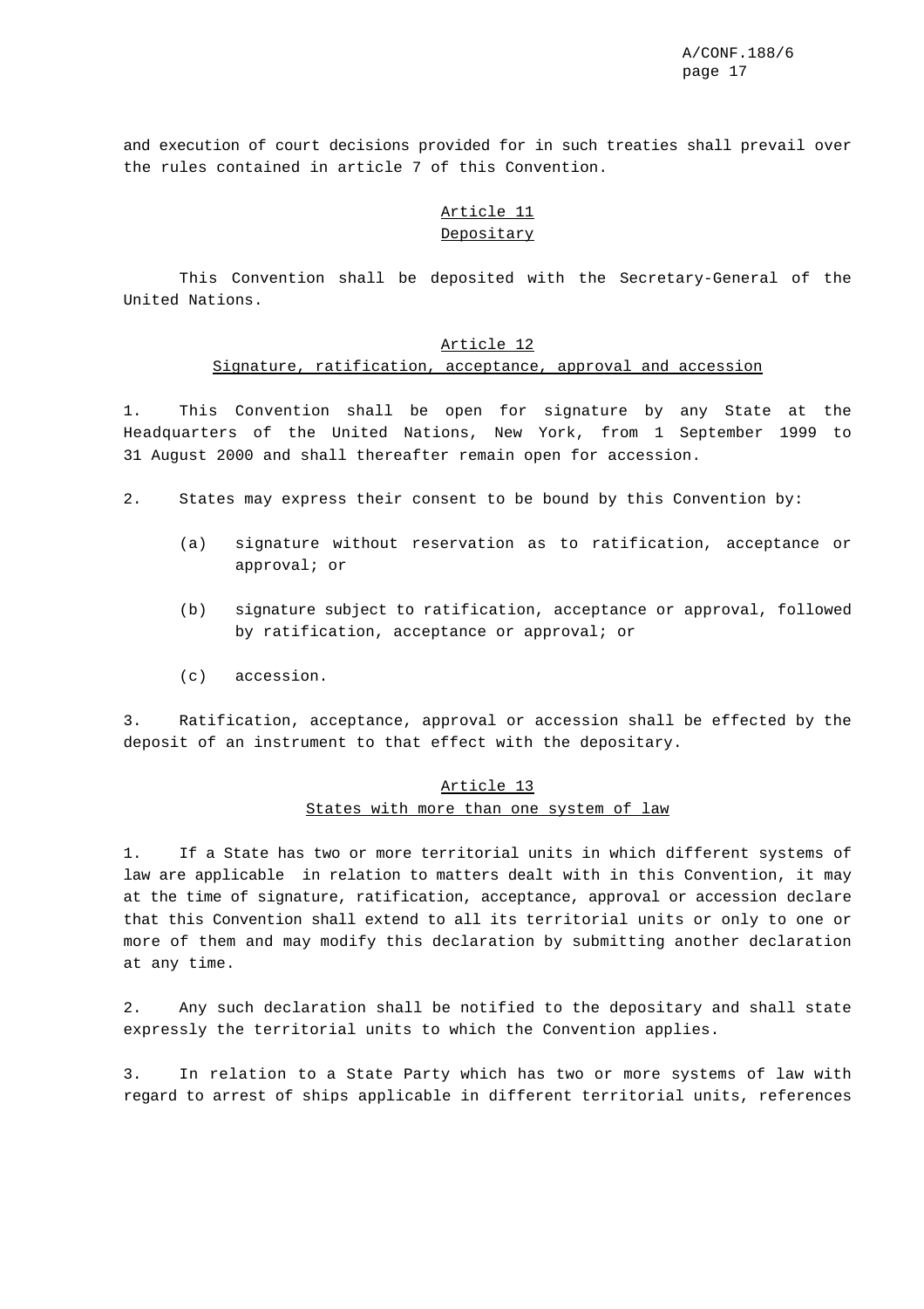and execution of court decisions provided for in such treaties shall prevail over the rules contained in article 7 of this Convention.

## Article 11
## Depositary

This Convention shall be deposited with the Secretary-General of the United Nations.

## Article 12
## Signature, ratification, acceptance, approval and accession

1. This Convention shall be open for signature by any State at the Headquarters of the United Nations, New York, from 1 September 1999 to 31 August 2000 and shall thereafter remain open for accession.

2. States may express their consent to be bound by this Convention by:

   (a) signature without reservation as to ratification, acceptance or approval; or

   (b) signature subject to ratification, acceptance or approval, followed by ratification, acceptance or approval; or

   (c) accession.

3. Ratification, acceptance, approval or accession shall be effected by the deposit of an instrument to that effect with the depositary.

## Article 13
## States with more than one system of law

1. If a State has two or more territorial units in which different systems of law are applicable in relation to matters dealt with in this Convention, it may at the time of signature, ratification, acceptance, approval or accession declare that this Convention shall extend to all its territorial units or only to one or more of them and may modify this declaration by submitting another declaration at any time.

2. Any such declaration shall be notified to the depositary and shall state expressly the territorial units to which the Convention applies.

3. In relation to a State Party which has two or more systems of law with regard to arrest of ships applicable in different territorial units, references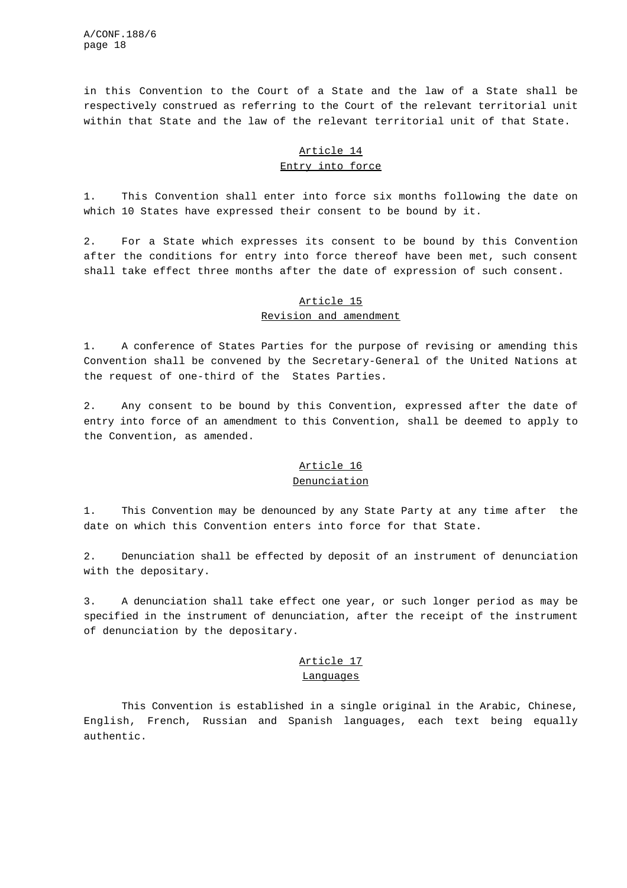in this Convention to the Court of a State and the law of a State shall be respectively construed as referring to the Court of the relevant territorial unit within that State and the law of the relevant territorial unit of that State.

## Article 14
## Entry into force

1. This Convention shall enter into force six months following the date on which 10 States have expressed their consent to be bound by it.

2. For a State which expresses its consent to be bound by this Convention after the conditions for entry into force thereof have been met, such consent shall take effect three months after the date of expression of such consent.

## Article 15
## Revision and amendment

1. A conference of States Parties for the purpose of revising or amending this Convention shall be convened by the Secretary-General of the United Nations at the request of one-third of the States Parties.

2. Any consent to be bound by this Convention, expressed after the date of entry into force of an amendment to this Convention, shall be deemed to apply to the Convention, as amended.

## Article 16
## Denunciation

1. This Convention may be denounced by any State Party at any time after the date on which this Convention enters into force for that State.

2. Denunciation shall be effected by deposit of an instrument of denunciation with the depositary.

3. A denunciation shall take effect one year, or such longer period as may be specified in the instrument of denunciation, after the receipt of the instrument of denunciation by the depositary.

## Article 17
## Languages

This Convention is established in a single original in the Arabic, Chinese, English, French, Russian and Spanish languages, each text being equally authentic.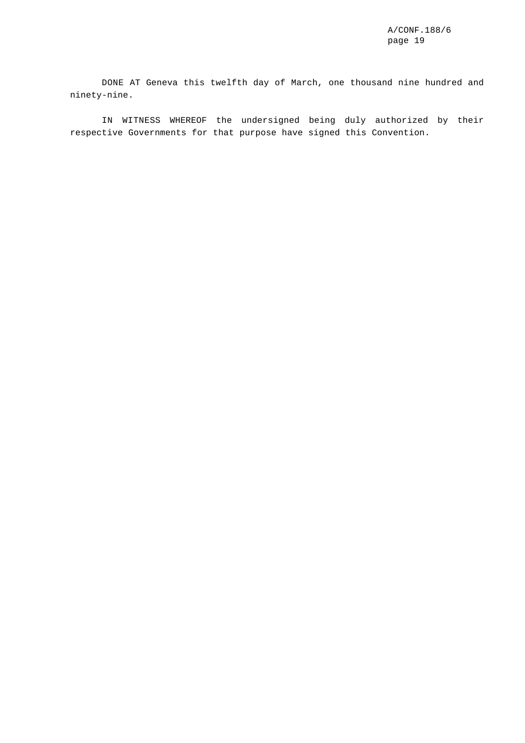DONE AT Geneva this twelfth day of March, one thousand nine hundred and ninety-nine.

IN WITNESS WHEREOF the undersigned being duly authorized by their respective Governments for that purpose have signed this Convention.